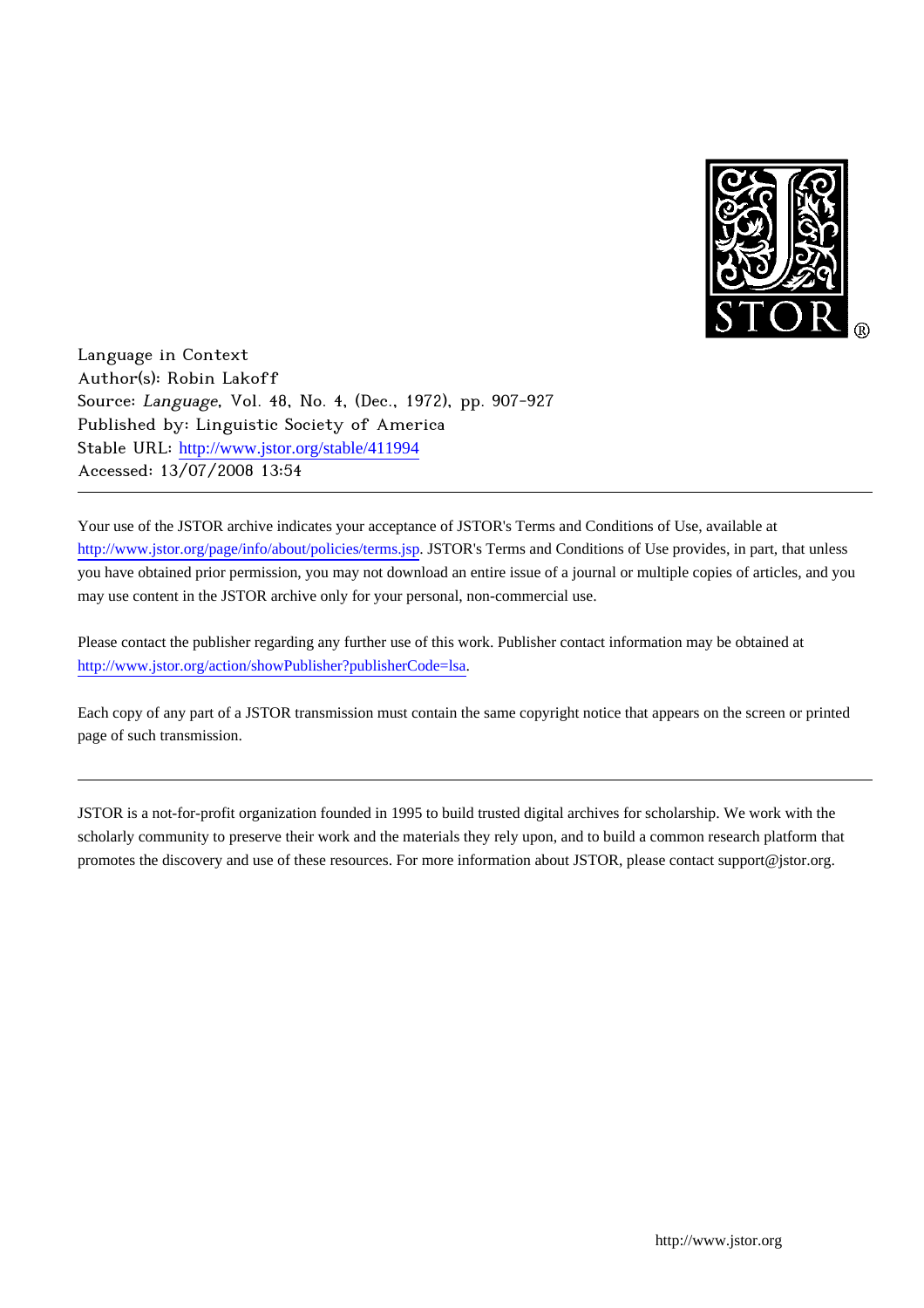Language in Context
Author(s): Robin Lakoff
Source: *Language*, Vol. 48, No. 4, (Dec., 1972), pp. 907-927
Published by: Linguistic Society of America
Stable URL: http://www.jstor.org/stable/411994
Accessed: 13/07/2008 13:54

---

Your use of the JSTOR archive indicates your acceptance of JSTOR's Terms and Conditions of Use, available at http://www.jstor.org/page/info/about/policies/terms.jsp. JSTOR's Terms and Conditions of Use provides, in part, that unless you have obtained prior permission, you may not download an entire issue of a journal or multiple copies of articles, and you may use content in the JSTOR archive only for your personal, non-commercial use.

Please contact the publisher regarding any further use of this work. Publisher contact information may be obtained at http://www.jstor.org/action/showPublisher?publisherCode=lsa.

Each copy of any part of a JSTOR transmission must contain the same copyright notice that appears on the screen or printed page of such transmission.

---

JSTOR is a not-for-profit organization founded in 1995 to build trusted digital archives for scholarship. We work with the scholarly community to preserve their work and the materials they rely upon, and to build a common research platform that promotes the discovery and use of these resources. For more information about JSTOR, please contact support@jstor.org.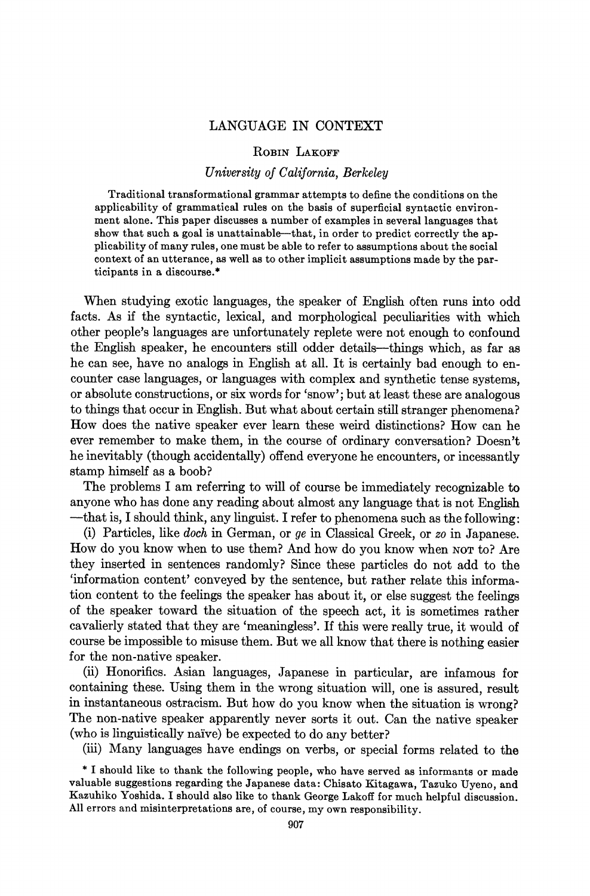# LANGUAGE IN CONTEXT

ROBIN LAKOFF

*University of California, Berkeley*

Traditional transformational grammar attempts to define the conditions on the applicability of grammatical rules on the basis of superficial syntactic environment alone. This paper discusses a number of examples in several languages that show that such a goal is unattainable—that, in order to predict correctly the applicability of many rules, one must be able to refer to assumptions about the social context of an utterance, as well as to other implicit assumptions made by the participants in a discourse.*

When studying exotic languages, the speaker of English often runs into odd facts. As if the syntactic, lexical, and morphological peculiarities with which other people's languages are unfortunately replete were not enough to confound the English speaker, he encounters still odder details—things which, as far as he can see, have no analogs in English at all. It is certainly bad enough to encounter case languages, or languages with complex and synthetic tense systems, or absolute constructions, or six words for 'snow'; but at least these are analogous to things that occur in English. But what about certain still stranger phenomena? How does the native speaker ever learn these weird distinctions? How can he ever remember to make them, in the course of ordinary conversation? Doesn't he inevitably (though accidentally) offend everyone he encounters, or incessantly stamp himself as a boob?

The problems I am referring to will of course be immediately recognizable to anyone who has done any reading about almost any language that is not English —that is, I should think, any linguist. I refer to phenomena such as the following:

(i) Particles, like *doch* in German, or *ge* in Classical Greek, or *zo* in Japanese. How do you know when to use them? And how do you know when NOT to? Are they inserted in sentences randomly? Since these particles do not add to the 'information content' conveyed by the sentence, but rather relate this information content to the feelings the speaker has about it, or else suggest the feelings of the speaker toward the situation of the speech act, it is sometimes rather cavalierly stated that they are 'meaningless'. If this were really true, it would of course be impossible to misuse them. But we all know that there is nothing easier for the non-native speaker.

(ii) Honorifics. Asian languages, Japanese in particular, are infamous for containing these. Using them in the wrong situation will, one is assured, result in instantaneous ostracism. But how do you know when the situation is wrong? The non-native speaker apparently never sorts it out. Can the native speaker (who is linguistically naïve) be expected to do any better?

(iii) Many languages have endings on verbs, or special forms related to the

\* I should like to thank the following people, who have served as informants or made valuable suggestions regarding the Japanese data: Chisato Kitagawa, Tazuko Uyeno, and Kazuhiko Yoshida. I should also like to thank George Lakoff for much helpful discussion. All errors and misinterpretations are, of course, my own responsibility.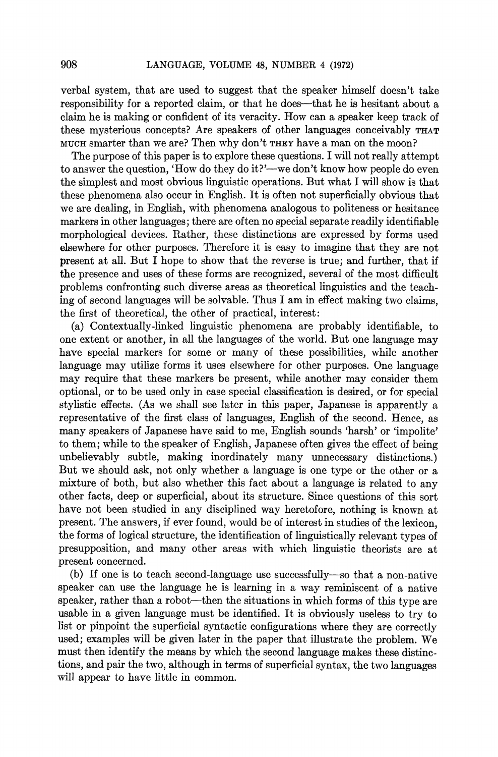verbal system, that are used to suggest that the speaker himself doesn't take responsibility for a reported claim, or that he does—that he is hesitant about a claim he is making or confident of its veracity. How can a speaker keep track of these mysterious concepts? Are speakers of other languages conceivably THAT MUCH smarter than we are? Then why don't THEY have a man on the moon?

The purpose of this paper is to explore these questions. I will not really attempt to answer the question, 'How do they do it?'—we don't know how people do even the simplest and most obvious linguistic operations. But what I will show is that these phenomena also occur in English. It is often not superficially obvious that we are dealing, in English, with phenomena analogous to politeness or hesitance markers in other languages; there are often no special separate readily identifiable morphological devices. Rather, these distinctions are expressed by forms used elsewhere for other purposes. Therefore it is easy to imagine that they are not present at all. But I hope to show that the reverse is true; and further, that if the presence and uses of these forms are recognized, several of the most difficult problems confronting such diverse areas as theoretical linguistics and the teaching of second languages will be solvable. Thus I am in effect making two claims, the first of theoretical, the other of practical, interest:

(a) Contextually-linked linguistic phenomena are probably identifiable, to one extent or another, in all the languages of the world. But one language may have special markers for some or many of these possibilities, while another language may utilize forms it uses elsewhere for other purposes. One language may require that these markers be present, while another may consider them optional, or to be used only in case special classification is desired, or for special stylistic effects. (As we shall see later in this paper, Japanese is apparently a representative of the first class of languages, English of the second. Hence, as many speakers of Japanese have said to me, English sounds 'harsh' or 'impolite' to them; while to the speaker of English, Japanese often gives the effect of being unbelievably subtle, making inordinately many unnecessary distinctions.) But we should ask, not only whether a language is one type or the other or a mixture of both, but also whether this fact about a language is related to any other facts, deep or superficial, about its structure. Since questions of this sort have not been studied in any disciplined way heretofore, nothing is known at present. The answers, if ever found, would be of interest in studies of the lexicon, the forms of logical structure, the identification of linguistically relevant types of presupposition, and many other areas with which linguistic theorists are at present concerned.

(b) If one is to teach second-language use successfully—so that a non-native speaker can use the language he is learning in a way reminiscent of a native speaker, rather than a robot—then the situations in which forms of this type are usable in a given language must be identified. It is obviously useless to try to list or pinpoint the superficial syntactic configurations where they are correctly used; examples will be given later in the paper that illustrate the problem. We must then identify the means by which the second language makes these distinctions, and pair the two, although in terms of superficial syntax, the two languages will appear to have little in common.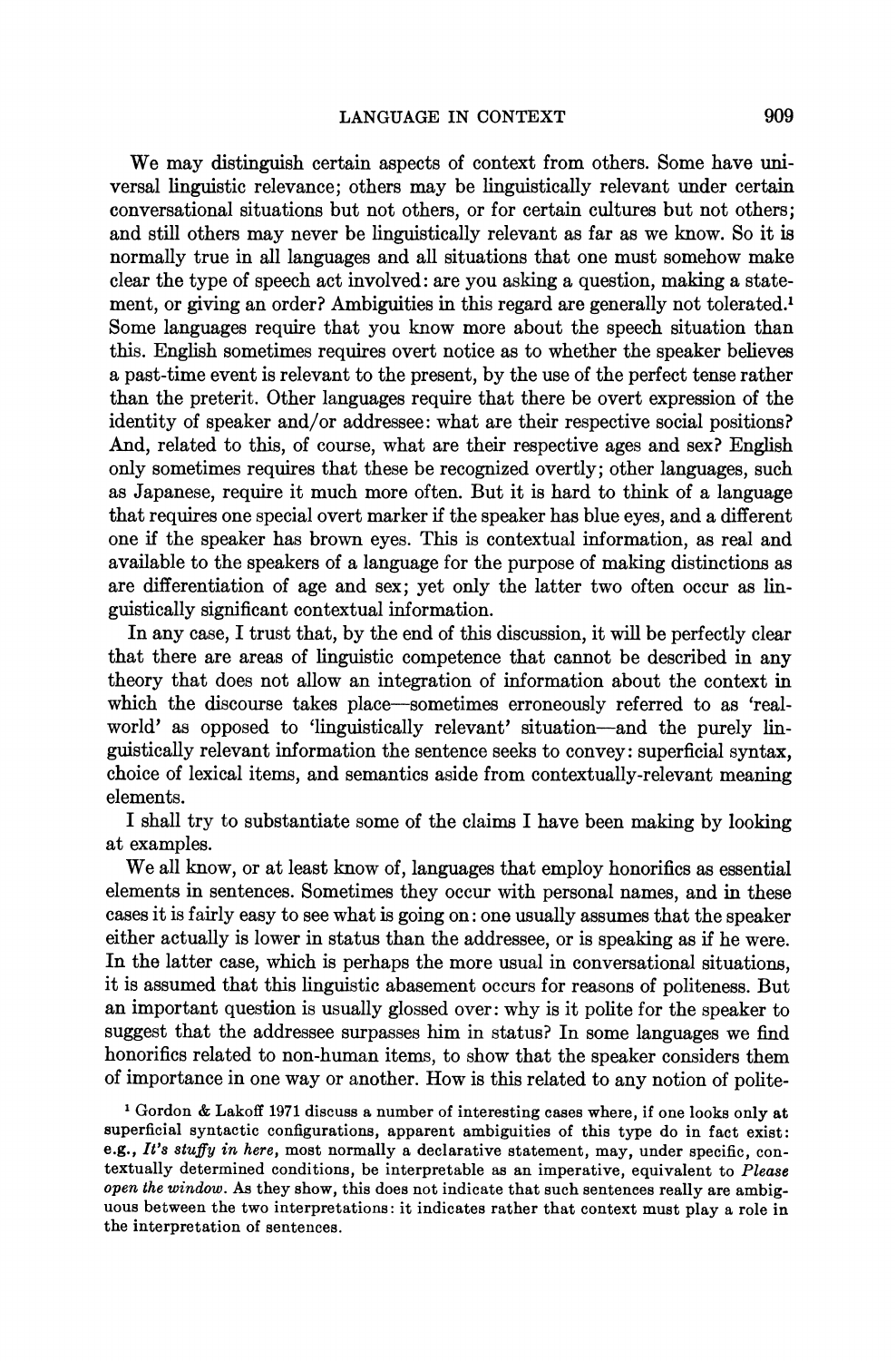We may distinguish certain aspects of context from others. Some have universal linguistic relevance; others may be linguistically relevant under certain conversational situations but not others, or for certain cultures but not others; and still others may never be linguistically relevant as far as we know. So it is normally true in all languages and all situations that one must somehow make clear the type of speech act involved: are you asking a question, making a statement, or giving an order? Ambiguities in this regard are generally not tolerated.[1] Some languages require that you know more about the speech situation than this. English sometimes requires overt notice as to whether the speaker believes a past-time event is relevant to the present, by the use of the perfect tense rather than the preterit. Other languages require that there be overt expression of the identity of speaker and/or addressee: what are their respective social positions? And, related to this, of course, what are their respective ages and sex? English only sometimes requires that these be recognized overtly; other languages, such as Japanese, require it much more often. But it is hard to think of a language that requires one special overt marker if the speaker has blue eyes, and a different one if the speaker has brown eyes. This is contextual information, as real and available to the speakers of a language for the purpose of making distinctions as are differentiation of age and sex; yet only the latter two often occur as linguistically significant contextual information.

In any case, I trust that, by the end of this discussion, it will be perfectly clear that there are areas of linguistic competence that cannot be described in any theory that does not allow an integration of information about the context in which the discourse takes place—sometimes erroneously referred to as 'real-world' as opposed to 'linguistically relevant' situation—and the purely linguistically relevant information the sentence seeks to convey: superficial syntax, choice of lexical items, and semantics aside from contextually-relevant meaning elements.

I shall try to substantiate some of the claims I have been making by looking at examples.

We all know, or at least know of, languages that employ honorifics as essential elements in sentences. Sometimes they occur with personal names, and in these cases it is fairly easy to see what is going on: one usually assumes that the speaker either actually is lower in status than the addressee, or is speaking as if he were. In the latter case, which is perhaps the more usual in conversational situations, it is assumed that this linguistic abasement occurs for reasons of politeness. But an important question is usually glossed over: why is it polite for the speaker to suggest that the addressee surpasses him in status? In some languages we find honorifics related to non-human items, to show that the speaker considers them of importance in one way or another. How is this related to any notion of polite-

[1] Gordon & Lakoff 1971 discuss a number of interesting cases where, if one looks only at superficial syntactic configurations, apparent ambiguities of this type do in fact exist: e.g., *It's stuffy in here*, most normally a declarative statement, may, under specific, contextually determined conditions, be interpretable as an imperative, equivalent to *Please open the window*. As they show, this does not indicate that such sentences really are ambiguous between the two interpretations: it indicates rather that context must play a role in the interpretation of sentences.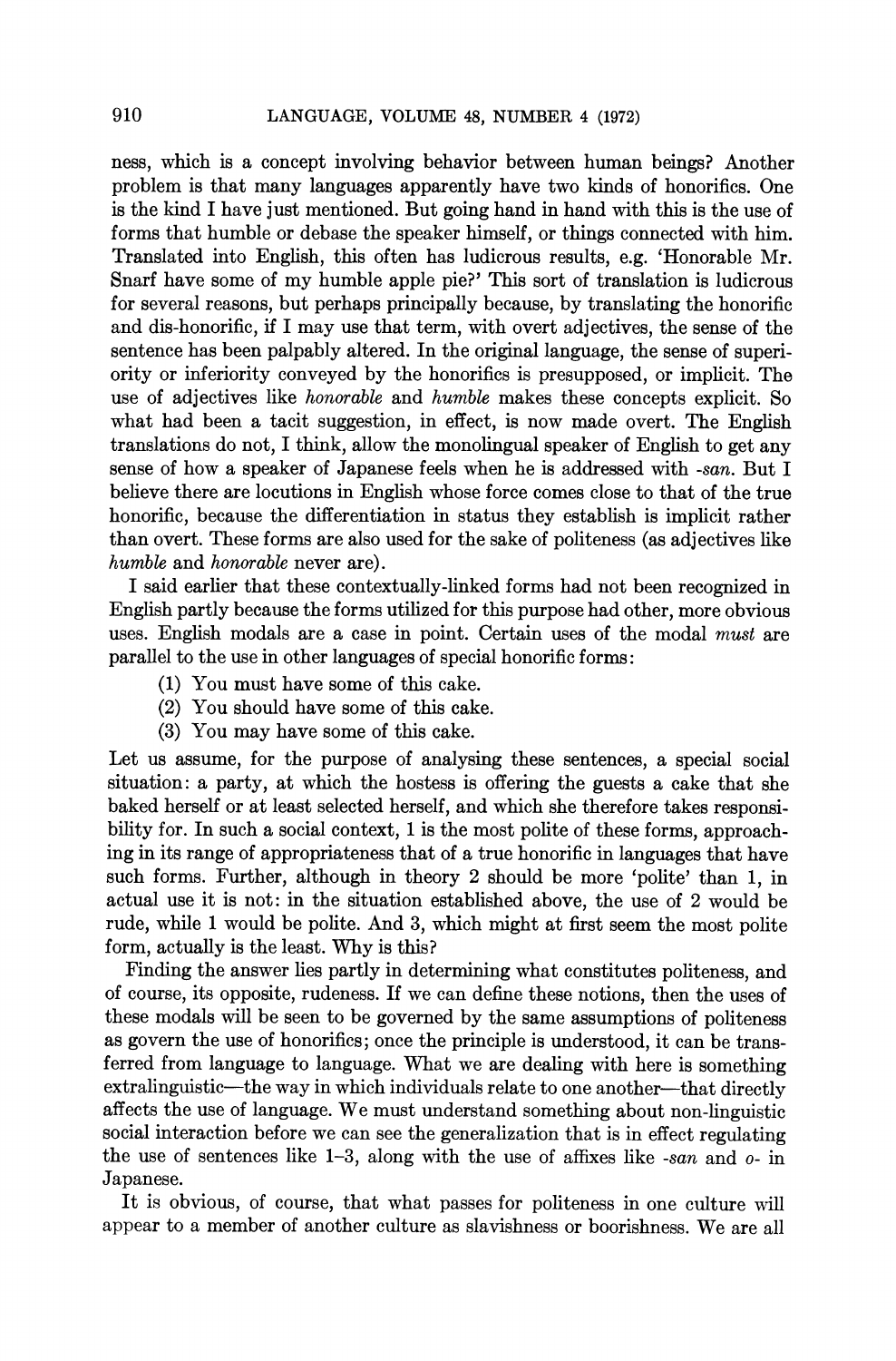ness, which is a concept involving behavior between human beings? Another problem is that many languages apparently have two kinds of honorifics. One is the kind I have just mentioned. But going hand in hand with this is the use of forms that humble or debase the speaker himself, or things connected with him. Translated into English, this often has ludicrous results, e.g. 'Honorable Mr. Snarf have some of my humble apple pie?' This sort of translation is ludicrous for several reasons, but perhaps principally because, by translating the honorific and dis-honorific, if I may use that term, with overt adjectives, the sense of the sentence has been palpably altered. In the original language, the sense of superiority or inferiority conveyed by the honorifics is presupposed, or implicit. The use of adjectives like *honorable* and *humble* makes these concepts explicit. So what had been a tacit suggestion, in effect, is now made overt. The English translations do not, I think, allow the monolingual speaker of English to get any sense of how a speaker of Japanese feels when he is addressed with *-san*. But I believe there are locutions in English whose force comes close to that of the true honorific, because the differentiation in status they establish is implicit rather than overt. These forms are also used for the sake of politeness (as adjectives like *humble* and *honorable* never are).

I said earlier that these contextually-linked forms had not been recognized in English partly because the forms utilized for this purpose had other, more obvious uses. English modals are a case in point. Certain uses of the modal *must* are parallel to the use in other languages of special honorific forms:

(1) You must have some of this cake.
(2) You should have some of this cake.
(3) You may have some of this cake.

Let us assume, for the purpose of analysing these sentences, a special social situation: a party, at which the hostess is offering the guests a cake that she baked herself or at least selected herself, and which she therefore takes responsibility for. In such a social context, 1 is the most polite of these forms, approaching in its range of appropriateness that of a true honorific in languages that have such forms. Further, although in theory 2 should be more 'polite' than 1, in actual use it is not: in the situation established above, the use of 2 would be rude, while 1 would be polite. And 3, which might at first seem the most polite form, actually is the least. Why is this?

Finding the answer lies partly in determining what constitutes politeness, and of course, its opposite, rudeness. If we can define these notions, then the uses of these modals will be seen to be governed by the same assumptions of politeness as govern the use of honorifics; once the principle is understood, it can be transferred from language to language. What we are dealing with here is something extralinguistic—the way in which individuals relate to one another—that directly affects the use of language. We must understand something about non-linguistic social interaction before we can see the generalization that is in effect regulating the use of sentences like 1–3, along with the use of affixes like *-san* and *o-* in Japanese.

It is obvious, of course, that what passes for politeness in one culture will appear to a member of another culture as slavishness or boorishness. We are all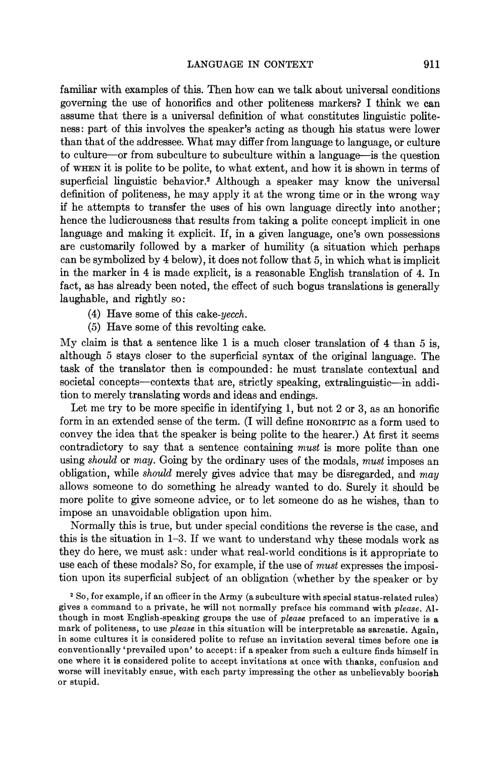familiar with examples of this. Then how can we talk about universal conditions governing the use of honorifics and other politeness markers? I think we can assume that there is a universal definition of what constitutes linguistic politeness: part of this involves the speaker's acting as though his status were lower than that of the addressee. What may differ from language to language, or culture to culture—or from subculture to subculture within a language—is the question of WHEN it is polite to be polite, to what extent, and how it is shown in terms of superficial linguistic behavior.[2] Although a speaker may know the universal definition of politeness, he may apply it at the wrong time or in the wrong way if he attempts to transfer the uses of his own language directly into another; hence the ludicrousness that results from taking a polite concept implicit in one language and making it explicit. If, in a given language, one's own possessions are customarily followed by a marker of humility (a situation which perhaps can be symbolized by 4 below), it does not follow that 5, in which what is implicit in the marker in 4 is made explicit, is a reasonable English translation of 4. In fact, as has already been noted, the effect of such bogus translations is generally laughable, and rightly so:

(4) Have some of this cake-*yecch*.

(5) Have some of this revolting cake.

My claim is that a sentence like 1 is a much closer translation of 4 than 5 is, although 5 stays closer to the superficial syntax of the original language. The task of the translator then is compounded: he must translate contextual and societal concepts—contexts that are, strictly speaking, extralinguistic—in addition to merely translating words and ideas and endings.

Let me try to be more specific in identifying 1, but not 2 or 3, as an honorific form in an extended sense of the term. (I will define HONORIFIC as a form used to convey the idea that the speaker is being polite to the hearer.) At first it seems contradictory to say that a sentence containing *must* is more polite than one using *should* or *may*. Going by the ordinary uses of the modals, *must* imposes an obligation, while *should* merely gives advice that may be disregarded, and *may* allows someone to do something he already wanted to do. Surely it should be more polite to give someone advice, or to let someone do as he wishes, than to impose an unavoidable obligation upon him.

Normally this is true, but under special conditions the reverse is the case, and this is the situation in 1–3. If we want to understand why these modals work as they do here, we must ask: under what real-world conditions is it appropriate to use each of these modals? So, for example, if the use of *must* expresses the imposition upon its superficial subject of an obligation (whether by the speaker or by

[2] So, for example, if an officer in the Army (a subculture with special status-related rules) gives a command to a private, he will not normally preface his command with *please*. Although in most English-speaking groups the use of *please* prefaced to an imperative is a mark of politeness, to use *please* in this situation will be interpretable as sarcastic. Again, in some cultures it is considered polite to refuse an invitation several times before one is conventionally 'prevailed upon' to accept: if a speaker from such a culture finds himself in one where it is considered polite to accept invitations at once with thanks, confusion and worse will inevitably ensue, with each party impressing the other as unbelievably boorish or stupid.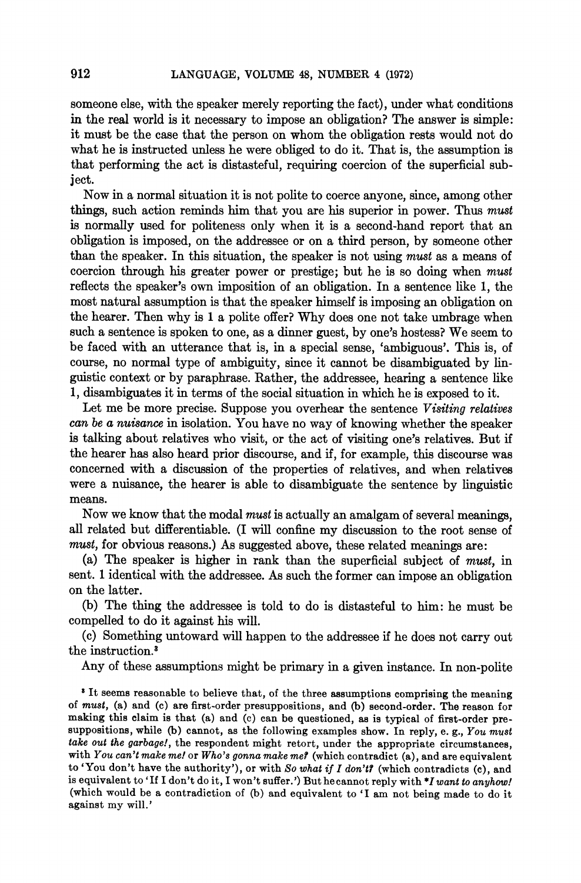someone else, with the speaker merely reporting the fact), under what conditions in the real world is it necessary to impose an obligation? The answer is simple: it must be the case that the person on whom the obligation rests would not do what he is instructed unless he were obliged to do it. That is, the assumption is that performing the act is distasteful, requiring coercion of the superficial subject.

Now in a normal situation it is not polite to coerce anyone, since, among other things, such action reminds him that you are his superior in power. Thus *must* is normally used for politeness only when it is a second-hand report that an obligation is imposed, on the addressee or on a third person, by someone other than the speaker. In this situation, the speaker is not using *must* as a means of coercion through his greater power or prestige; but he is so doing when *must* reflects the speaker's own imposition of an obligation. In a sentence like 1, the most natural assumption is that the speaker himself is imposing an obligation on the hearer. Then why is 1 a polite offer? Why does one not take umbrage when such a sentence is spoken to one, as a dinner guest, by one's hostess? We seem to be faced with an utterance that is, in a special sense, 'ambiguous'. This is, of course, no normal type of ambiguity, since it cannot be disambiguated by linguistic context or by paraphrase. Rather, the addressee, hearing a sentence like 1, disambiguates it in terms of the social situation in which he is exposed to it.

Let me be more precise. Suppose you overhear the sentence *Visiting relatives can be a nuisance* in isolation. You have no way of knowing whether the speaker is talking about relatives who visit, or the act of visiting one's relatives. But if the hearer has also heard prior discourse, and if, for example, this discourse was concerned with a discussion of the properties of relatives, and when relatives were a nuisance, the hearer is able to disambiguate the sentence by linguistic means.

Now we know that the modal *must* is actually an amalgam of several meanings, all related but differentiable. (I will confine my discussion to the root sense of *must*, for obvious reasons.) As suggested above, these related meanings are:

(a) The speaker is higher in rank than the superficial subject of *must*, in sent. 1 identical with the addressee. As such the former can impose an obligation on the latter.

(b) The thing the addressee is told to do is distasteful to him: he must be compelled to do it against his will.

(c) Something untoward will happen to the addressee if he does not carry out the instruction.[3]

Any of these assumptions might be primary in a given instance. In non-polite

[3] It seems reasonable to believe that, of the three assumptions comprising the meaning of *must*, (a) and (c) are first-order presuppositions, and (b) second-order. The reason for making this claim is that (a) and (c) can be questioned, as is typical of first-order presuppositions, while (b) cannot, as the following examples show. In reply, e. g., *You must take out the garbage!*, the respondent might retort, under the appropriate circumstances, with *You can't make me!* or *Who's gonna make me?* (which contradict (a), and are equivalent to 'You don't have the authority'), or with *So what if I don't?* (which contradicts (c), and is equivalent to 'If I don't do it, I won't suffer.') But he cannot reply with *\*I want to anyhow!* (which would be a contradiction of (b) and equivalent to 'I am not being made to do it against my will.'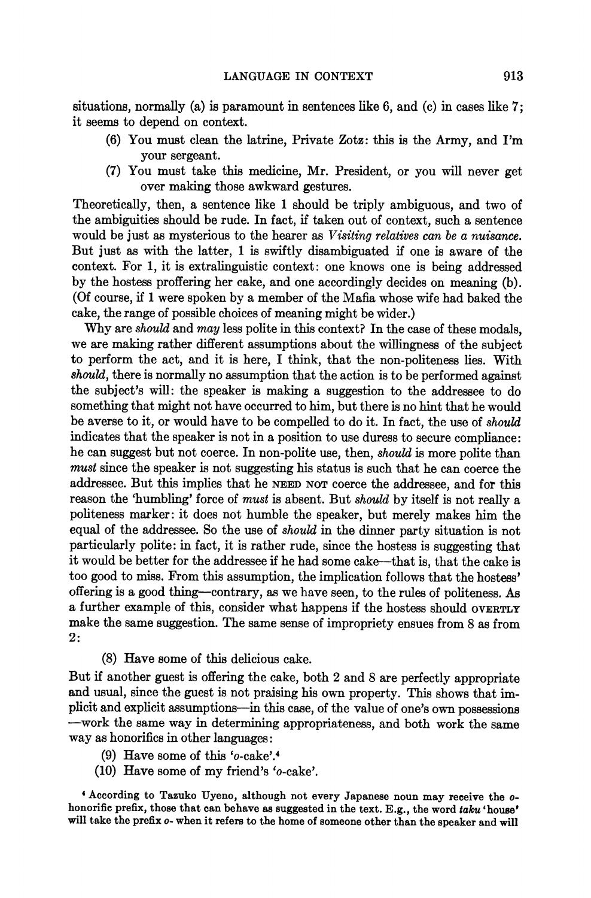situations, normally (a) is paramount in sentences like 6, and (c) in cases like 7; it seems to depend on context.

(6) You must clean the latrine, Private Zotz: this is the Army, and I'm your sergeant.

(7) You must take this medicine, Mr. President, or you will never get over making those awkward gestures.

Theoretically, then, a sentence like 1 should be triply ambiguous, and two of the ambiguities should be rude. In fact, if taken out of context, such a sentence would be just as mysterious to the hearer as *Visiting relatives can be a nuisance.* But just as with the latter, 1 is swiftly disambiguated if one is aware of the context. For 1, it is extralinguistic context: one knows one is being addressed by the hostess proffering her cake, and one accordingly decides on meaning (b). (Of course, if 1 were spoken by a member of the Mafia whose wife had baked the cake, the range of possible choices of meaning might be wider.)

Why are *should* and *may* less polite in this context? In the case of these modals, we are making rather different assumptions about the willingness of the subject to perform the act, and it is here, I think, that the non-politeness lies. With *should*, there is normally no assumption that the action is to be performed against the subject's will: the speaker is making a suggestion to the addressee to do something that might not have occurred to him, but there is no hint that he would be averse to it, or would have to be compelled to do it. In fact, the use of *should* indicates that the speaker is not in a position to use duress to secure compliance: he can suggest but not coerce. In non-polite use, then, *should* is more polite than *must* since the speaker is not suggesting his status is such that he can coerce the addressee. But this implies that he NEED NOT coerce the addressee, and for this reason the 'humbling' force of *must* is absent. But *should* by itself is not really a politeness marker: it does not humble the speaker, but merely makes him the equal of the addressee. So the use of *should* in the dinner party situation is not particularly polite: in fact, it is rather rude, since the hostess is suggesting that it would be better for the addressee if he had some cake—that is, that the cake is too good to miss. From this assumption, the implication follows that the hostess' offering is a good thing—contrary, as we have seen, to the rules of politeness. As a further example of this, consider what happens if the hostess should OVERTLY make the same suggestion. The same sense of impropriety ensues from 8 as from 2:

(8) Have some of this delicious cake.

But if another guest is offering the cake, both 2 and 8 are perfectly appropriate and usual, since the guest is not praising his own property. This shows that implicit and explicit assumptions—in this case, of the value of one's own possessions—work the same way in determining appropriateness, and both work the same way as honorifics in other languages:

(9) Have some of this '*o*-cake'.[4]

(10) Have some of my friend's '*o*-cake'.

[4] According to Tazuko Uyeno, although not every Japanese noun may receive the *o*-honorific prefix, those that can behave as suggested in the text. E.g., the word *taku* 'house' will take the prefix *o*- when it refers to the home of someone other than the speaker and will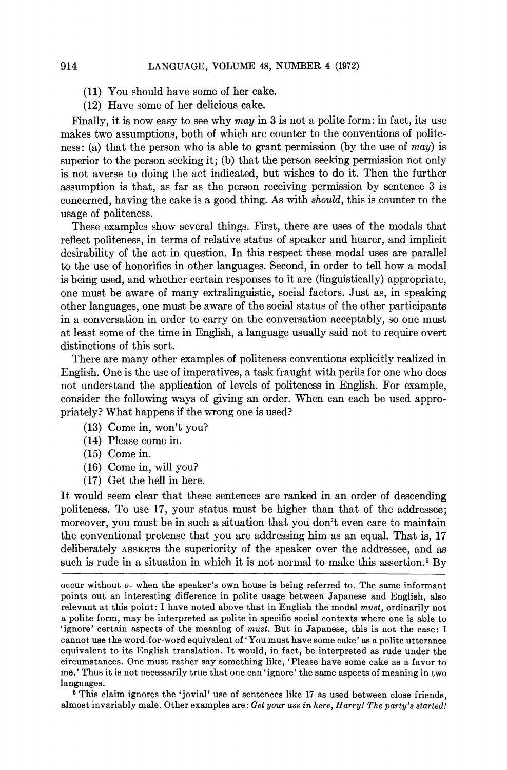(11) You should have some of her cake.
(12) Have some of her delicious cake.

Finally, it is now easy to see why *may* in 3 is not a polite form: in fact, its use makes two assumptions, both of which are counter to the conventions of politeness: (a) that the person who is able to grant permission (by the use of *may*) is superior to the person seeking it; (b) that the person seeking permission not only is not averse to doing the act indicated, but wishes to do it. Then the further assumption is that, as far as the person receiving permission by sentence 3 is concerned, having the cake is a good thing. As with *should*, this is counter to the usage of politeness.

These examples show several things. First, there are uses of the modals that reflect politeness, in terms of relative status of speaker and hearer, and implicit desirability of the act in question. In this respect these modal uses are parallel to the use of honorifics in other languages. Second, in order to tell how a modal is being used, and whether certain responses to it are (linguistically) appropriate, one must be aware of many extralinguistic, social factors. Just as, in speaking other languages, one must be aware of the social status of the other participants in a conversation in order to carry on the conversation acceptably, so one must at least some of the time in English, a language usually said not to require overt distinctions of this sort.

There are many other examples of politeness conventions explicitly realized in English. One is the use of imperatives, a task fraught with perils for one who does not understand the application of levels of politeness in English. For example, consider the following ways of giving an order. When can each be used appropriately? What happens if the wrong one is used?

(13) Come in, won't you?
(14) Please come in.
(15) Come in.
(16) Come in, will you?
(17) Get the hell in here.

It would seem clear that these sentences are ranked in an order of descending politeness. To use 17, your status must be higher than that of the addressee; moreover, you must be in such a situation that you don't even care to maintain the conventional pretense that you are addressing him as an equal. That is, 17 deliberately ASSERTS the superiority of the speaker over the addressee, and as such is rude in a situation in which it is not normal to make this assertion.[5] By

---

occur without *o-* when the speaker's own house is being referred to. The same informant points out an interesting difference in polite usage between Japanese and English, also relevant at this point: I have noted above that in English the modal *must*, ordinarily not a polite form, may be interpreted as polite in specific social contexts where one is able to 'ignore' certain aspects of the meaning of *must*. But in Japanese, this is not the case: I cannot use the word-for-word equivalent of 'You must have some cake' as a polite utterance equivalent to its English translation. It would, in fact, be interpreted as rude under the circumstances. One must rather say something like, 'Please have some cake as a favor to me.' Thus it is not necessarily true that one can 'ignore' the same aspects of meaning in two languages.

[5] This claim ignores the 'jovial' use of sentences like 17 as used between close friends, almost invariably male. Other examples are: *Get your ass in here, Harry! The party's started!*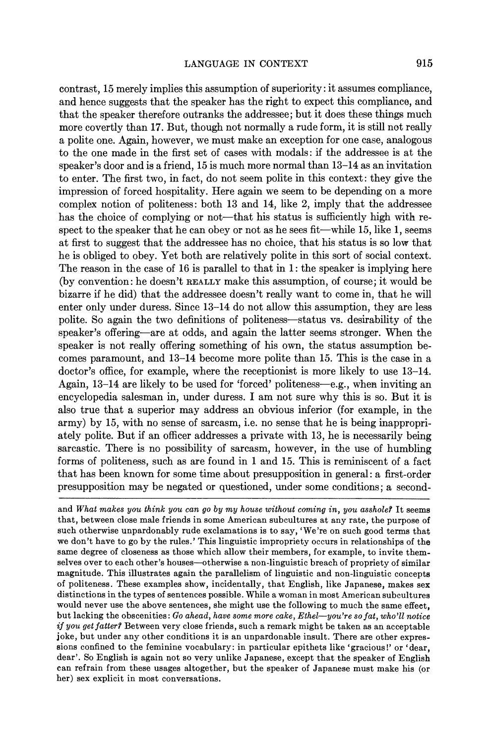contrast, 15 merely implies this assumption of superiority: it assumes compliance, and hence suggests that the speaker has the right to expect this compliance, and that the speaker therefore outranks the addressee; but it does these things much more covertly than 17. But, though not normally a rude form, it is still not really a polite one. Again, however, we must make an exception for one case, analogous to the one made in the first set of cases with modals: if the addressee is at the speaker's door and is a friend, 15 is much more normal than 13–14 as an invitation to enter. The first two, in fact, do not seem polite in this context: they give the impression of forced hospitality. Here again we seem to be depending on a more complex notion of politeness: both 13 and 14, like 2, imply that the addressee has the choice of complying or not—that his status is sufficiently high with respect to the speaker that he can obey or not as he sees fit—while 15, like 1, seems at first to suggest that the addressee has no choice, that his status is so low that he is obliged to obey. Yet both are relatively polite in this sort of social context. The reason in the case of 16 is parallel to that in 1: the speaker is implying here (by convention: he doesn't REALLY make this assumption, of course; it would be bizarre if he did) that the addressee doesn't really want to come in, that he will enter only under duress. Since 13–14 do not allow this assumption, they are less polite. So again the two definitions of politeness—status vs. desirability of the speaker's offering—are at odds, and again the latter seems stronger. When the speaker is not really offering something of his own, the status assumption becomes paramount, and 13–14 become more polite than 15. This is the case in a doctor's office, for example, where the receptionist is more likely to use 13–14. Again, 13–14 are likely to be used for 'forced' politeness—e.g., when inviting an encyclopedia salesman in, under duress. I am not sure why this is so. But it is also true that a superior may address an obvious inferior (for example, in the army) by 15, with no sense of sarcasm, i.e. no sense that he is being inappropriately polite. But if an officer addresses a private with 13, he is necessarily being sarcastic. There is no possibility of sarcasm, however, in the use of humbling forms of politeness, such as are found in 1 and 15. This is reminiscent of a fact that has been known for some time about presupposition in general: a first-order presupposition may be negated or questioned, under some conditions; a second-

---

and *What makes you think you can go by my house without coming in, you asshole?* It seems that, between close male friends in some American subcultures at any rate, the purpose of such otherwise unpardonably rude exclamations is to say, 'We're on such good terms that we don't have to go by the rules.' This linguistic impropriety occurs in relationships of the same degree of closeness as those which allow their members, for example, to invite themselves over to each other's houses—otherwise a non-linguistic breach of propriety of similar magnitude. This illustrates again the parallelism of linguistic and non-linguistic concepts of politeness. These examples show, incidentally, that English, like Japanese, makes sex distinctions in the types of sentences possible. While a woman in most American subcultures would never use the above sentences, she might use the following to much the same effect, but lacking the obscenities: *Go ahead, have some more cake, Ethel—you're so fat, who'll notice if you get fatter?* Between very close friends, such a remark might be taken as an acceptable joke, but under any other conditions it is an unpardonable insult. There are other expressions confined to the feminine vocabulary: in particular epithets like 'gracious!' or 'dear, dear'. So English is again not so very unlike Japanese, except that the speaker of English can refrain from these usages altogether, but the speaker of Japanese must make his (or her) sex explicit in most conversations.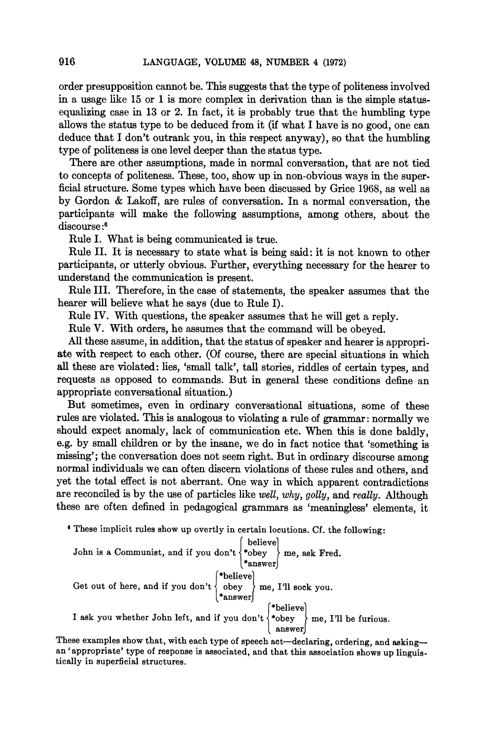order presupposition cannot be. This suggests that the type of politeness involved in a usage like 15 or 1 is more complex in derivation than is the simple status-equalizing case in 13 or 2. In fact, it is probably true that the humbling type allows the status type to be deduced from it (if what I have is no good, one can deduce that I don't outrank you, in this respect anyway), so that the humbling type of politeness is one level deeper than the status type.

There are other assumptions, made in normal conversation, that are not tied to concepts of politeness. These, too, show up in non-obvious ways in the superficial structure. Some types which have been discussed by Grice 1968, as well as by Gordon & Lakoff, are rules of conversation. In a normal conversation, the participants will make the following assumptions, among others, about the discourse:[6]

Rule I. What is being communicated is true.

Rule II. It is necessary to state what is being said: it is not known to other participants, or utterly obvious. Further, everything necessary for the hearer to understand the communication is present.

Rule III. Therefore, in the case of statements, the speaker assumes that the hearer will believe what he says (due to Rule I).

Rule IV. With questions, the speaker assumes that he will get a reply.

Rule V. With orders, he assumes that the command will be obeyed.

All these assume, in addition, that the status of speaker and hearer is appropriate with respect to each other. (Of course, there are special situations in which all these are violated: lies, 'small talk', tall stories, riddles of certain types, and requests as opposed to commands. But in general these conditions define an appropriate conversational situation.)

But sometimes, even in ordinary conversational situations, some of these rules are violated. This is analogous to violating a rule of grammar: normally we should expect anomaly, lack of communication etc. When this is done baldly, e.g. by small children or by the insane, we do in fact notice that 'something is missing'; the conversation does not seem right. But in ordinary discourse among normal individuals we can often discern violations of these rules and others, and yet the total effect is not aberrant. One way in which apparent contradictions are reconciled is by the use of particles like *well*, *why*, *golly*, and *really*. Although these are often defined in pedagogical grammars as 'meaningless' elements, it

---

[6] These implicit rules show up overtly in certain locutions. Cf. the following:

John is a Communist, and if you don't {believe / *obey / *answer} me, ask Fred.

Get out of here, and if you don't {*believe / obey / *answer} me, I'll sock you.

I ask you whether John left, and if you don't {*believe / *obey / answer} me, I'll be furious.

These examples show that, with each type of speech act—declaring, ordering, and asking—an 'appropriate' type of response is associated, and that this association shows up linguistically in superficial structures.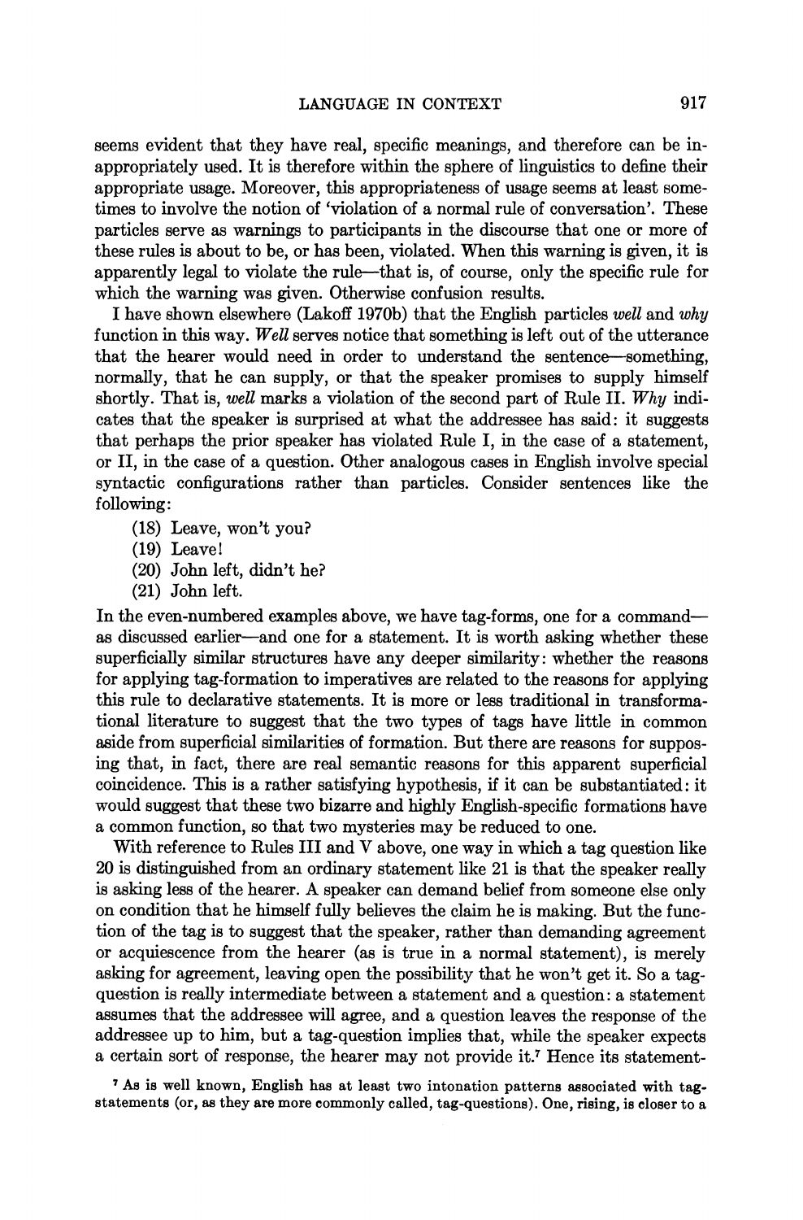seems evident that they have real, specific meanings, and therefore can be inappropriately used. It is therefore within the sphere of linguistics to define their appropriate usage. Moreover, this appropriateness of usage seems at least sometimes to involve the notion of 'violation of a normal rule of conversation'. These particles serve as warnings to participants in the discourse that one or more of these rules is about to be, or has been, violated. When this warning is given, it is apparently legal to violate the rule—that is, of course, only the specific rule for which the warning was given. Otherwise confusion results.

I have shown elsewhere (Lakoff 1970b) that the English particles *well* and *why* function in this way. *Well* serves notice that something is left out of the utterance that the hearer would need in order to understand the sentence—something, normally, that he can supply, or that the speaker promises to supply himself shortly. That is, *well* marks a violation of the second part of Rule II. *Why* indicates that the speaker is surprised at what the addressee has said: it suggests that perhaps the prior speaker has violated Rule I, in the case of a statement, or II, in the case of a question. Other analogous cases in English involve special syntactic configurations rather than particles. Consider sentences like the following:

(18) Leave, won't you?
(19) Leave!
(20) John left, didn't he?
(21) John left.

In the even-numbered examples above, we have tag-forms, one for a command—as discussed earlier—and one for a statement. It is worth asking whether these superficially similar structures have any deeper similarity: whether the reasons for applying tag-formation to imperatives are related to the reasons for applying this rule to declarative statements. It is more or less traditional in transformational literature to suggest that the two types of tags have little in common aside from superficial similarities of formation. But there are reasons for supposing that, in fact, there are real semantic reasons for this apparent superficial coincidence. This is a rather satisfying hypothesis, if it can be substantiated: it would suggest that these two bizarre and highly English-specific formations have a common function, so that two mysteries may be reduced to one.

With reference to Rules III and V above, one way in which a tag question like 20 is distinguished from an ordinary statement like 21 is that the speaker really is asking less of the hearer. A speaker can demand belief from someone else only on condition that he himself fully believes the claim he is making. But the function of the tag is to suggest that the speaker, rather than demanding agreement or acquiescence from the hearer (as is true in a normal statement), is merely asking for agreement, leaving open the possibility that he won't get it. So a tag-question is really intermediate between a statement and a question: a statement assumes that the addressee will agree, and a question leaves the response of the addressee up to him, but a tag-question implies that, while the speaker expects a certain sort of response, the hearer may not provide it.[7] Hence its statement-

[7] As is well known, English has at least two intonation patterns associated with tag-statements (or, as they are more commonly called, tag-questions). One, rising, is closer to a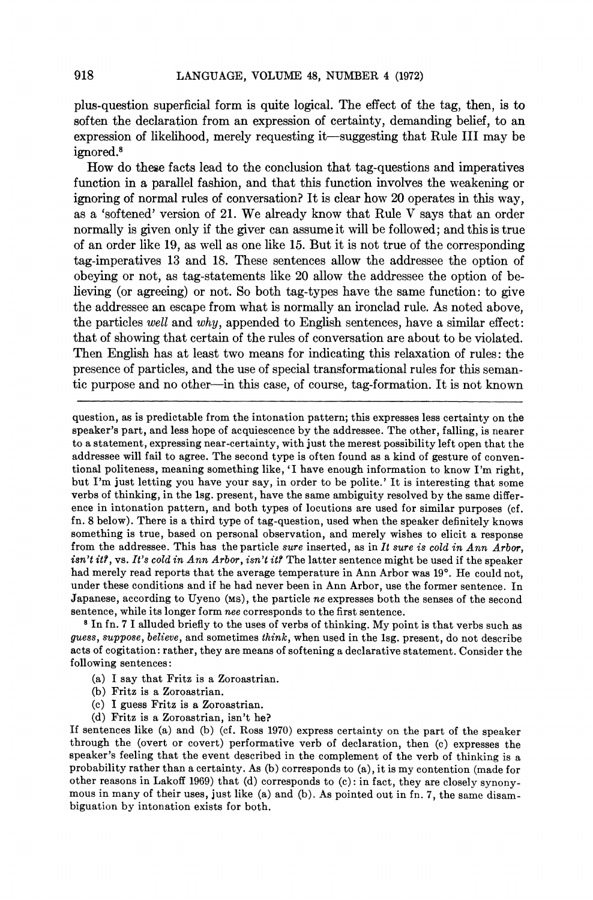plus-question superficial form is quite logical. The effect of the tag, then, is to soften the declaration from an expression of certainty, demanding belief, to an expression of likelihood, merely requesting it—suggesting that Rule III may be ignored.[8]

How do these facts lead to the conclusion that tag-questions and imperatives function in a parallel fashion, and that this function involves the weakening or ignoring of normal rules of conversation? It is clear how 20 operates in this way, as a 'softened' version of 21. We already know that Rule V says that an order normally is given only if the giver can assume it will be followed; and this is true of an order like 19, as well as one like 15. But it is not true of the corresponding tag-imperatives 13 and 18. These sentences allow the addressee the option of obeying or not, as tag-statements like 20 allow the addressee the option of believing (or agreeing) or not. So both tag-types have the same function: to give the addressee an escape from what is normally an ironclad rule. As noted above, the particles *well* and *why*, appended to English sentences, have a similar effect: that of showing that certain of the rules of conversation are about to be violated. Then English has at least two means for indicating this relaxation of rules: the presence of particles, and the use of special transformational rules for this semantic purpose and no other—in this case, of course, tag-formation. It is not known

---

question, as is predictable from the intonation pattern; this expresses less certainty on the speaker's part, and less hope of acquiescence by the addressee. The other, falling, is nearer to a statement, expressing near-certainty, with just the merest possibility left open that the addressee will fail to agree. The second type is often found as a kind of gesture of conventional politeness, meaning something like, 'I have enough information to know I'm right, but I'm just letting you have your say, in order to be polite.' It is interesting that some verbs of thinking, in the 1sg. present, have the same ambiguity resolved by the same difference in intonation pattern, and both types of locutions are used for similar purposes (cf. fn. 8 below). There is a third type of tag-question, used when the speaker definitely knows something is true, based on personal observation, and merely wishes to elicit a response from the addressee. This has the particle *sure* inserted, as in *It sure is cold in Ann Arbor, isn't it?*, vs. *It's cold in Ann Arbor, isn't it?* The latter sentence might be used if the speaker had merely read reports that the average temperature in Ann Arbor was 19°. He could not, under these conditions and if he had never been in Ann Arbor, use the former sentence. In Japanese, according to Uyeno (MS), the particle *ne* expresses both the senses of the second sentence, while its longer form *nee* corresponds to the first sentence.

[8] In fn. 7 I alluded briefly to the uses of verbs of thinking. My point is that verbs such as *guess*, *suppose*, *believe*, and sometimes *think*, when used in the 1sg. present, do not describe acts of cogitation: rather, they are means of softening a declarative statement. Consider the following sentences:

(a) I say that Fritz is a Zoroastrian.
(b) Fritz is a Zoroastrian.
(c) I guess Fritz is a Zoroastrian.
(d) Fritz is a Zoroastrian, isn't he?

If sentences like (a) and (b) (cf. Ross 1970) express certainty on the part of the speaker through the (overt or covert) performative verb of declaration, then (c) expresses the speaker's feeling that the event described in the complement of the verb of thinking is a probability rather than a certainty. As (b) corresponds to (a), it is my contention (made for other reasons in Lakoff 1969) that (d) corresponds to (c): in fact, they are closely synonymous in many of their uses, just like (a) and (b). As pointed out in fn. 7, the same disambiguation by intonation exists for both.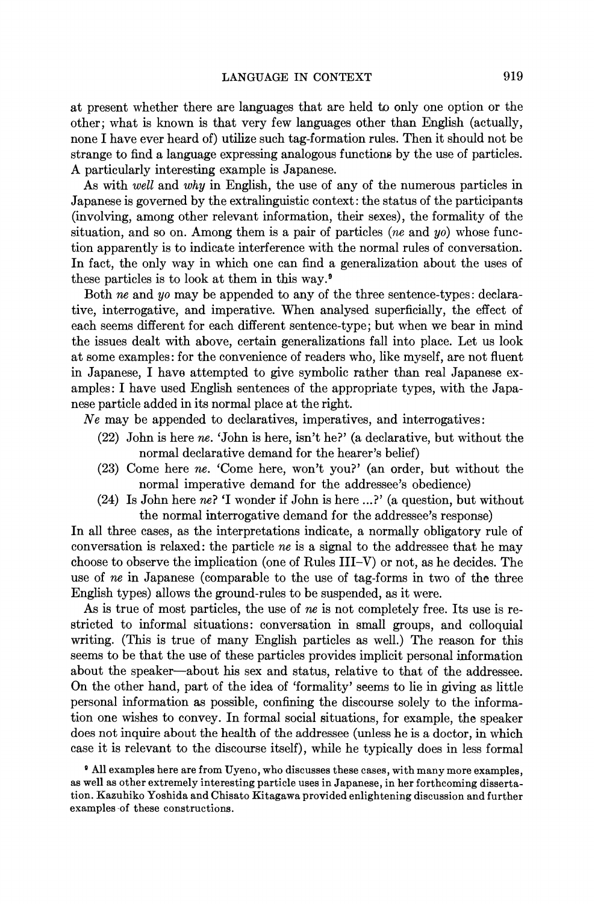at present whether there are languages that are held to only one option or the other; what is known is that very few languages other than English (actually, none I have ever heard of) utilize such tag-formation rules. Then it should not be strange to find a language expressing analogous functions by the use of particles. A particularly interesting example is Japanese.

As with *well* and *why* in English, the use of any of the numerous particles in Japanese is governed by the extralinguistic context: the status of the participants (involving, among other relevant information, their sexes), the formality of the situation, and so on. Among them is a pair of particles (*ne* and *yo*) whose function apparently is to indicate interference with the normal rules of conversation. In fact, the only way in which one can find a generalization about the uses of these particles is to look at them in this way.[9]

Both *ne* and *yo* may be appended to any of the three sentence-types: declarative, interrogative, and imperative. When analysed superficially, the effect of each seems different for each different sentence-type; but when we bear in mind the issues dealt with above, certain generalizations fall into place. Let us look at some examples: for the convenience of readers who, like myself, are not fluent in Japanese, I have attempted to give symbolic rather than real Japanese examples: I have used English sentences of the appropriate types, with the Japanese particle added in its normal place at the right.

*Ne* may be appended to declaratives, imperatives, and interrogatives:

(22) John is here *ne*. 'John is here, isn't he?' (a declarative, but without the normal declarative demand for the hearer's belief)

(23) Come here *ne*. 'Come here, won't you?' (an order, but without the normal imperative demand for the addressee's obedience)

(24) Is John here *ne*? 'I wonder if John is here ...?' (a question, but without the normal interrogative demand for the addressee's response)

In all three cases, as the interpretations indicate, a normally obligatory rule of conversation is relaxed: the particle *ne* is a signal to the addressee that he may choose to observe the implication (one of Rules III–V) or not, as he decides. The use of *ne* in Japanese (comparable to the use of tag-forms in two of the three English types) allows the ground-rules to be suspended, as it were.

As is true of most particles, the use of *ne* is not completely free. Its use is restricted to informal situations: conversation in small groups, and colloquial writing. (This is true of many English particles as well.) The reason for this seems to be that the use of these particles provides implicit personal information about the speaker—about his sex and status, relative to that of the addressee. On the other hand, part of the idea of 'formality' seems to lie in giving as little personal information as possible, confining the discourse solely to the information one wishes to convey. In formal social situations, for example, the speaker does not inquire about the health of the addressee (unless he is a doctor, in which case it is relevant to the discourse itself), while he typically does in less formal

[9] All examples here are from Uyeno, who discusses these cases, with many more examples, as well as other extremely interesting particle uses in Japanese, in her forthcoming dissertation. Kazuhiko Yoshida and Chisato Kitagawa provided enlightening discussion and further examples of these constructions.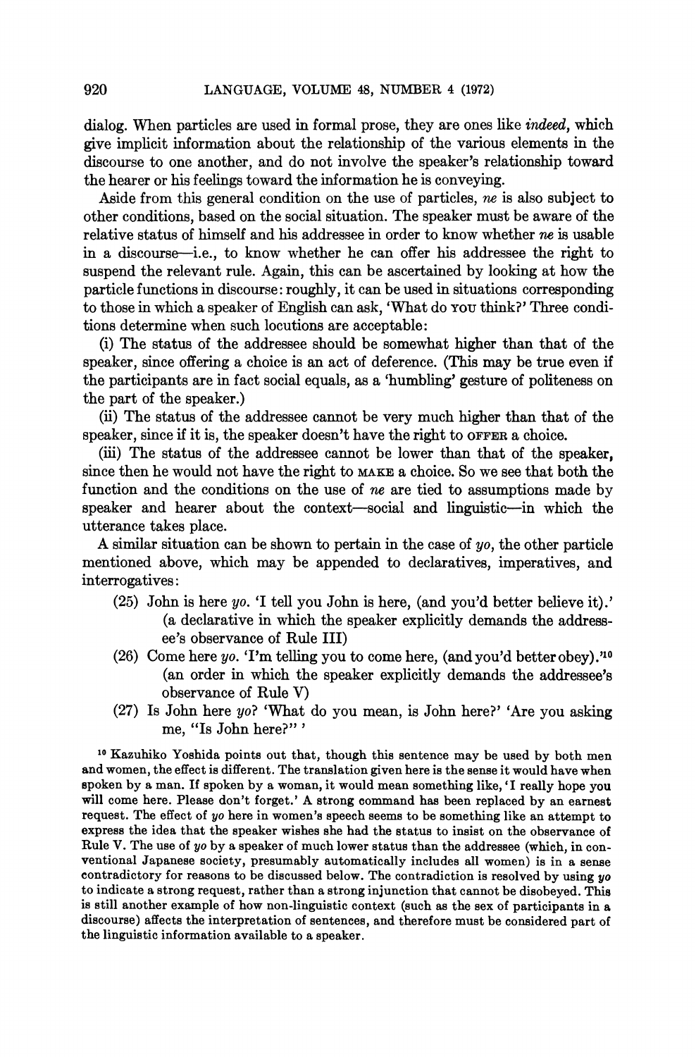dialog. When particles are used in formal prose, they are ones like *indeed*, which give implicit information about the relationship of the various elements in the discourse to one another, and do not involve the speaker's relationship toward the hearer or his feelings toward the information he is conveying.

Aside from this general condition on the use of particles, *ne* is also subject to other conditions, based on the social situation. The speaker must be aware of the relative status of himself and his addressee in order to know whether *ne* is usable in a discourse—i.e., to know whether he can offer his addressee the right to suspend the relevant rule. Again, this can be ascertained by looking at how the particle functions in discourse: roughly, it can be used in situations corresponding to those in which a speaker of English can ask, 'What do YOU think?' Three conditions determine when such locutions are acceptable:

(i) The status of the addressee should be somewhat higher than that of the speaker, since offering a choice is an act of deference. (This may be true even if the participants are in fact social equals, as a 'humbling' gesture of politeness on the part of the speaker.)

(ii) The status of the addressee cannot be very much higher than that of the speaker, since if it is, the speaker doesn't have the right to OFFER a choice.

(iii) The status of the addressee cannot be lower than that of the speaker, since then he would not have the right to MAKE a choice. So we see that both the function and the conditions on the use of *ne* are tied to assumptions made by speaker and hearer about the context—social and linguistic—in which the utterance takes place.

A similar situation can be shown to pertain in the case of *yo*, the other particle mentioned above, which may be appended to declaratives, imperatives, and interrogatives:

(25) John is here *yo*. 'I tell you John is here, (and you'd better believe it).' (a declarative in which the speaker explicitly demands the addressee's observance of Rule III)

(26) Come here *yo*. 'I'm telling you to come here, (and you'd better obey).'[10] (an order in which the speaker explicitly demands the addressee's observance of Rule V)

(27) Is John here *yo*? 'What do you mean, is John here?' 'Are you asking me, "Is John here?" '

[10] Kazuhiko Yoshida points out that, though this sentence may be used by both men and women, the effect is different. The translation given here is the sense it would have when spoken by a man. If spoken by a woman, it would mean something like, 'I really hope you will come here. Please don't forget.' A strong command has been replaced by an earnest request. The effect of *yo* here in women's speech seems to be something like an attempt to express the idea that the speaker wishes she had the status to insist on the observance of Rule V. The use of *yo* by a speaker of much lower status than the addressee (which, in conventional Japanese society, presumably automatically includes all women) is in a sense contradictory for reasons to be discussed below. The contradiction is resolved by using *yo* to indicate a strong request, rather than a strong injunction that cannot be disobeyed. This is still another example of how non-linguistic context (such as the sex of participants in a discourse) affects the interpretation of sentences, and therefore must be considered part of the linguistic information available to a speaker.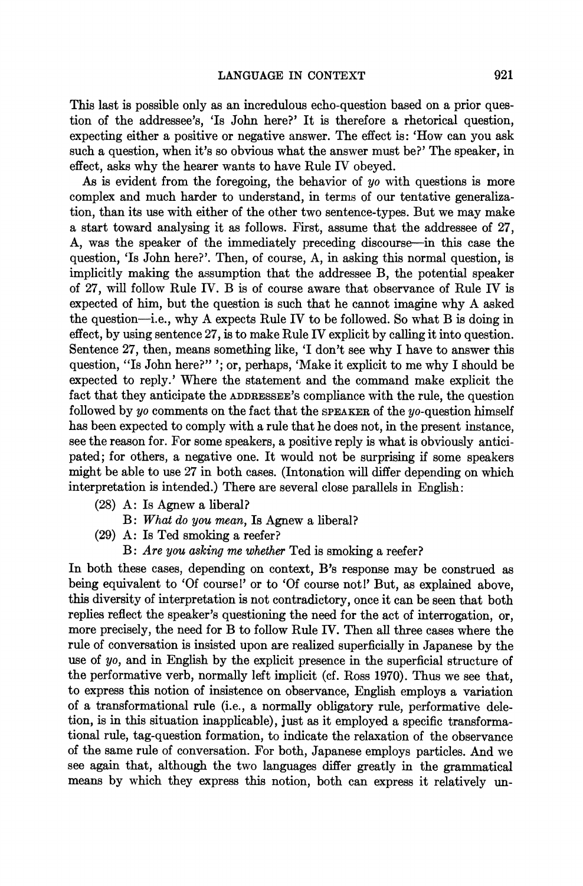This last is possible only as an incredulous echo-question based on a prior question of the addressee's, 'Is John here?' It is therefore a rhetorical question, expecting either a positive or negative answer. The effect is: 'How can you ask such a question, when it's so obvious what the answer must be?' The speaker, in effect, asks why the hearer wants to have Rule IV obeyed.

As is evident from the foregoing, the behavior of *yo* with questions is more complex and much harder to understand, in terms of our tentative generalization, than its use with either of the other two sentence-types. But we may make a start toward analysing it as follows. First, assume that the addressee of 27, A, was the speaker of the immediately preceding discourse—in this case the question, 'Is John here?'. Then, of course, A, in asking this normal question, is implicitly making the assumption that the addressee B, the potential speaker of 27, will follow Rule IV. B is of course aware that observance of Rule IV is expected of him, but the question is such that he cannot imagine why A asked the question—i.e., why A expects Rule IV to be followed. So what B is doing in effect, by using sentence 27, is to make Rule IV explicit by calling it into question. Sentence 27, then, means something like, 'I don't see why I have to answer this question, "Is John here?" '; or, perhaps, 'Make it explicit to me why I should be expected to reply.' Where the statement and the command make explicit the fact that they anticipate the ADDRESSEE's compliance with the rule, the question followed by *yo* comments on the fact that the SPEAKER of the *yo*-question himself has been expected to comply with a rule that he does not, in the present instance, see the reason for. For some speakers, a positive reply is what is obviously anticipated; for others, a negative one. It would not be surprising if some speakers might be able to use 27 in both cases. (Intonation will differ depending on which interpretation is intended.) There are several close parallels in English:

(28) A: Is Agnew a liberal?
B: *What do you mean,* Is Agnew a liberal?

(29) A: Is Ted smoking a reefer?
B: *Are you asking me whether* Ted is smoking a reefer?

In both these cases, depending on context, B's response may be construed as being equivalent to 'Of course!' or to 'Of course not!' But, as explained above, this diversity of interpretation is not contradictory, once it can be seen that both replies reflect the speaker's questioning the need for the act of interrogation, or, more precisely, the need for B to follow Rule IV. Then all three cases where the rule of conversation is insisted upon are realized superficially in Japanese by the use of *yo*, and in English by the explicit presence in the superficial structure of the performative verb, normally left implicit (cf. Ross 1970). Thus we see that, to express this notion of insistence on observance, English employs a variation of a transformational rule (i.e., a normally obligatory rule, performative deletion, is in this situation inapplicable), just as it employed a specific transformational rule, tag-question formation, to indicate the relaxation of the observance of the same rule of conversation. For both, Japanese employs particles. And we see again that, although the two languages differ greatly in the grammatical means by which they express this notion, both can express it relatively un-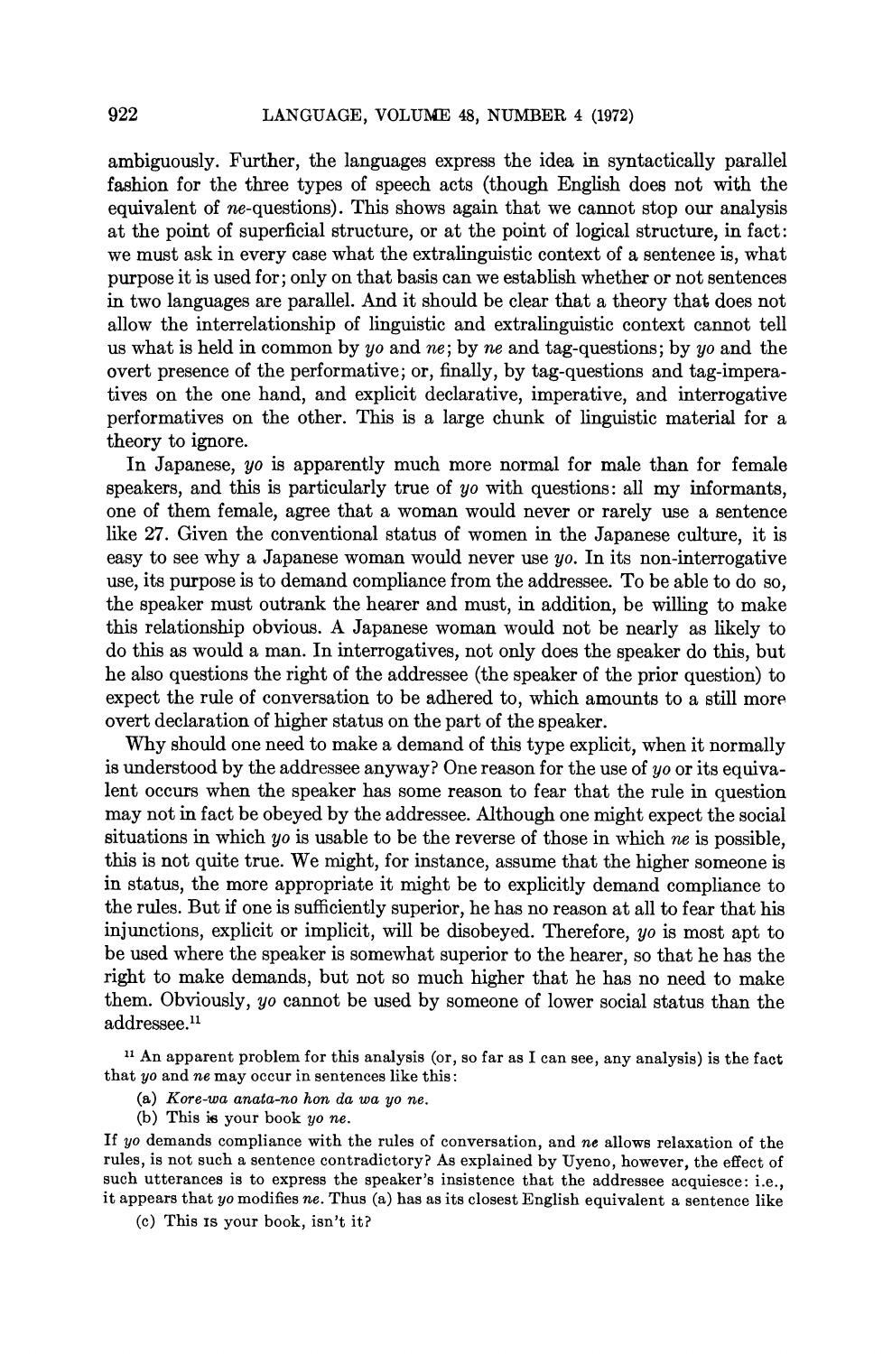ambiguously. Further, the languages express the idea in syntactically parallel fashion for the three types of speech acts (though English does not with the equivalent of *ne*-questions). This shows again that we cannot stop our analysis at the point of superficial structure, or at the point of logical structure, in fact: we must ask in every case what the extralinguistic context of a sentence is, what purpose it is used for; only on that basis can we establish whether or not sentences in two languages are parallel. And it should be clear that a theory that does not allow the interrelationship of linguistic and extralinguistic context cannot tell us what is held in common by *yo* and *ne*; by *ne* and tag-questions; by *yo* and the overt presence of the performative; or, finally, by tag-questions and tag-imperatives on the one hand, and explicit declarative, imperative, and interrogative performatives on the other. This is a large chunk of linguistic material for a theory to ignore.

In Japanese, *yo* is apparently much more normal for male than for female speakers, and this is particularly true of *yo* with questions: all my informants, one of them female, agree that a woman would never or rarely use a sentence like 27. Given the conventional status of women in the Japanese culture, it is easy to see why a Japanese woman would never use *yo*. In its non-interrogative use, its purpose is to demand compliance from the addressee. To be able to do so, the speaker must outrank the hearer and must, in addition, be willing to make this relationship obvious. A Japanese woman would not be nearly as likely to do this as would a man. In interrogatives, not only does the speaker do this, but he also questions the right of the addressee (the speaker of the prior question) to expect the rule of conversation to be adhered to, which amounts to a still more overt declaration of higher status on the part of the speaker.

Why should one need to make a demand of this type explicit, when it normally is understood by the addressee anyway? One reason for the use of *yo* or its equivalent occurs when the speaker has some reason to fear that the rule in question may not in fact be obeyed by the addressee. Although one might expect the social situations in which *yo* is usable to be the reverse of those in which *ne* is possible, this is not quite true. We might, for instance, assume that the higher someone is in status, the more appropriate it might be to explicitly demand compliance to the rules. But if one is sufficiently superior, he has no reason at all to fear that his injunctions, explicit or implicit, will be disobeyed. Therefore, *yo* is most apt to be used where the speaker is somewhat superior to the hearer, so that he has the right to make demands, but not so much higher that he has no need to make them. Obviously, *yo* cannot be used by someone of lower social status than the addressee.[11]

[11] An apparent problem for this analysis (or, so far as I can see, any analysis) is the fact that *yo* and *ne* may occur in sentences like this:

(a) *Kore-wa anata-no hon da wa yo ne.*

(b) This is your book *yo ne*.

If *yo* demands compliance with the rules of conversation, and *ne* allows relaxation of the rules, is not such a sentence contradictory? As explained by Uyeno, however, the effect of such utterances is to express the speaker's insistence that the addressee acquiesce: i.e., it appears that *yo* modifies *ne*. Thus (a) has as its closest English equivalent a sentence like

(c) This IS your book, isn't it?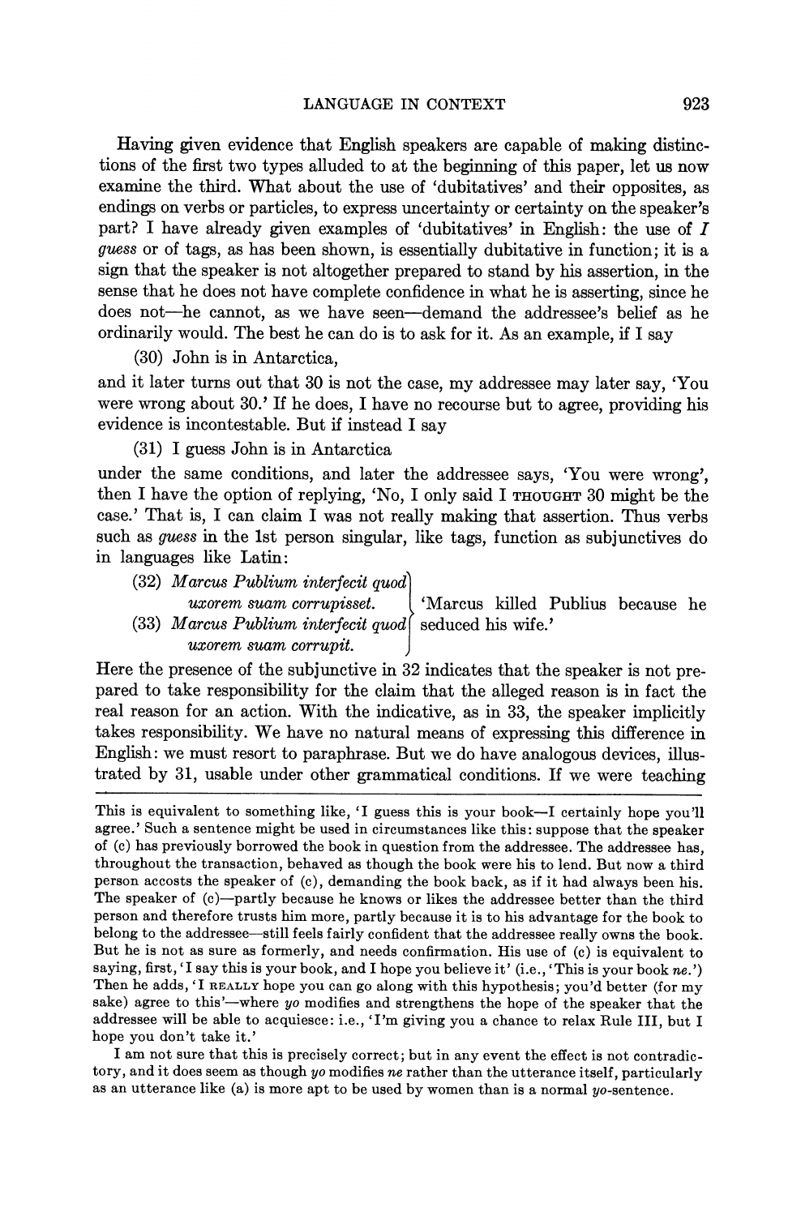Having given evidence that English speakers are capable of making distinctions of the first two types alluded to at the beginning of this paper, let us now examine the third. What about the use of 'dubitatives' and their opposites, as endings on verbs or particles, to express uncertainty or certainty on the speaker's part? I have already given examples of 'dubitatives' in English: the use of *I guess* or of tags, as has been shown, is essentially dubitative in function; it is a sign that the speaker is not altogether prepared to stand by his assertion, in the sense that he does not have complete confidence in what he is asserting, since he does not—he cannot, as we have seen—demand the addressee's belief as he ordinarily would. The best he can do is to ask for it. As an example, if I say

(30) John is in Antarctica,

and it later turns out that 30 is not the case, my addressee may later say, 'You were wrong about 30.' If he does, I have no recourse but to agree, providing his evidence is incontestable. But if instead I say

(31) I guess John is in Antarctica

under the same conditions, and later the addressee says, 'You were wrong', then I have the option of replying, 'No, I only said I THOUGHT 30 might be the case.' That is, I can claim I was not really making that assertion. Thus verbs such as *guess* in the 1st person singular, like tags, function as subjunctives do in languages like Latin:

(32) *Marcus Publium interfecit quod uxorem suam corrupisset.*
(33) *Marcus Publium interfecit quod uxorem suam corrupit.*
'Marcus killed Publius because he seduced his wife.'

Here the presence of the subjunctive in 32 indicates that the speaker is not prepared to take responsibility for the claim that the alleged reason is in fact the real reason for an action. With the indicative, as in 33, the speaker implicitly takes responsibility. We have no natural means of expressing this difference in English: we must resort to paraphrase. But we do have analogous devices, illustrated by 31, usable under other grammatical conditions. If we were teaching

---

This is equivalent to something like, 'I guess this is your book—I certainly hope you'll agree.' Such a sentence might be used in circumstances like this: suppose that the speaker of (c) has previously borrowed the book in question from the addressee. The addressee has, throughout the transaction, behaved as though the book were his to lend. But now a third person accosts the speaker of (c), demanding the book back, as if it had always been his. The speaker of (c)—partly because he knows or likes the addressee better than the third person and therefore trusts him more, partly because it is to his advantage for the book to belong to the addressee—still feels fairly confident that the addressee really owns the book. But he is not as sure as formerly, and needs confirmation. His use of (c) is equivalent to saying, first, 'I say this is your book, and I hope you believe it' (i.e., 'This is your book *ne*.') Then he adds, 'I REALLY hope you can go along with this hypothesis; you'd better (for my sake) agree to this'—where *yo* modifies and strengthens the hope of the speaker that the addressee will be able to acquiesce: i.e., 'I'm giving you a chance to relax Rule III, but I hope you don't take it.'

I am not sure that this is precisely correct; but in any event the effect is not contradictory, and it does seem as though *yo* modifies *ne* rather than the utterance itself, particularly as an utterance like (a) is more apt to be used by women than is a normal *yo*-sentence.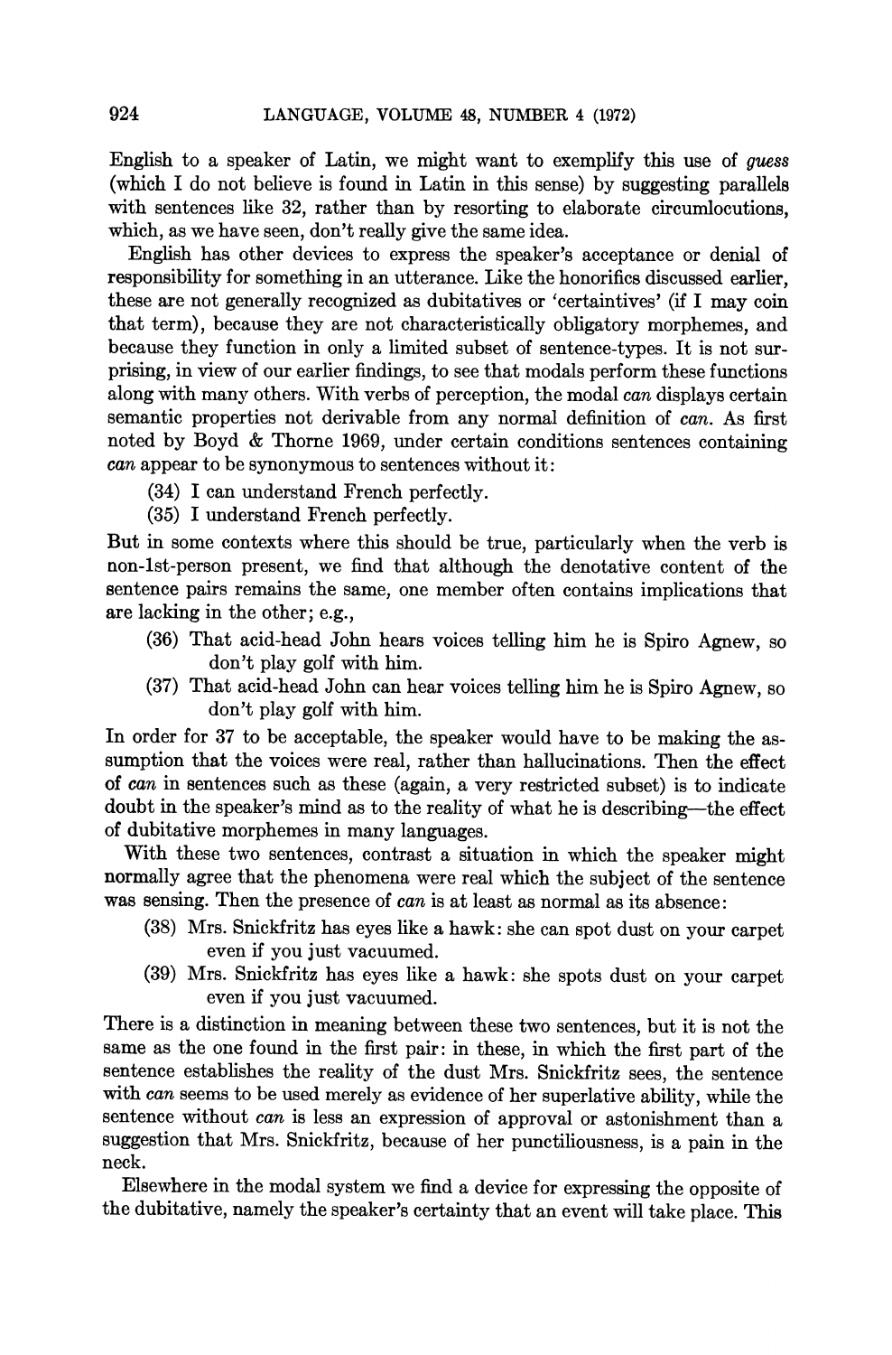English to a speaker of Latin, we might want to exemplify this use of *guess* (which I do not believe is found in Latin in this sense) by suggesting parallels with sentences like 32, rather than by resorting to elaborate circumlocutions, which, as we have seen, don't really give the same idea.

English has other devices to express the speaker's acceptance or denial of responsibility for something in an utterance. Like the honorifics discussed earlier, these are not generally recognized as dubitatives or 'certaintives' (if I may coin that term), because they are not characteristically obligatory morphemes, and because they function in only a limited subset of sentence-types. It is not surprising, in view of our earlier findings, to see that modals perform these functions along with many others. With verbs of perception, the modal *can* displays certain semantic properties not derivable from any normal definition of *can*. As first noted by Boyd & Thorne 1969, under certain conditions sentences containing *can* appear to be synonymous to sentences without it:

(34) I can understand French perfectly.

(35) I understand French perfectly.

But in some contexts where this should be true, particularly when the verb is non-1st-person present, we find that although the denotative content of the sentence pairs remains the same, one member often contains implications that are lacking in the other; e.g.,

(36) That acid-head John hears voices telling him he is Spiro Agnew, so don't play golf with him.

(37) That acid-head John can hear voices telling him he is Spiro Agnew, so don't play golf with him.

In order for 37 to be acceptable, the speaker would have to be making the assumption that the voices were real, rather than hallucinations. Then the effect of *can* in sentences such as these (again, a very restricted subset) is to indicate doubt in the speaker's mind as to the reality of what he is describing—the effect of dubitative morphemes in many languages.

With these two sentences, contrast a situation in which the speaker might normally agree that the phenomena were real which the subject of the sentence was sensing. Then the presence of *can* is at least as normal as its absence:

(38) Mrs. Snickfritz has eyes like a hawk: she can spot dust on your carpet even if you just vacuumed.

(39) Mrs. Snickfritz has eyes like a hawk: she spots dust on your carpet even if you just vacuumed.

There is a distinction in meaning between these two sentences, but it is not the same as the one found in the first pair: in these, in which the first part of the sentence establishes the reality of the dust Mrs. Snickfritz sees, the sentence with *can* seems to be used merely as evidence of her superlative ability, while the sentence without *can* is less an expression of approval or astonishment than a suggestion that Mrs. Snickfritz, because of her punctiliousness, is a pain in the neck.

Elsewhere in the modal system we find a device for expressing the opposite of the dubitative, namely the speaker's certainty that an event will take place. This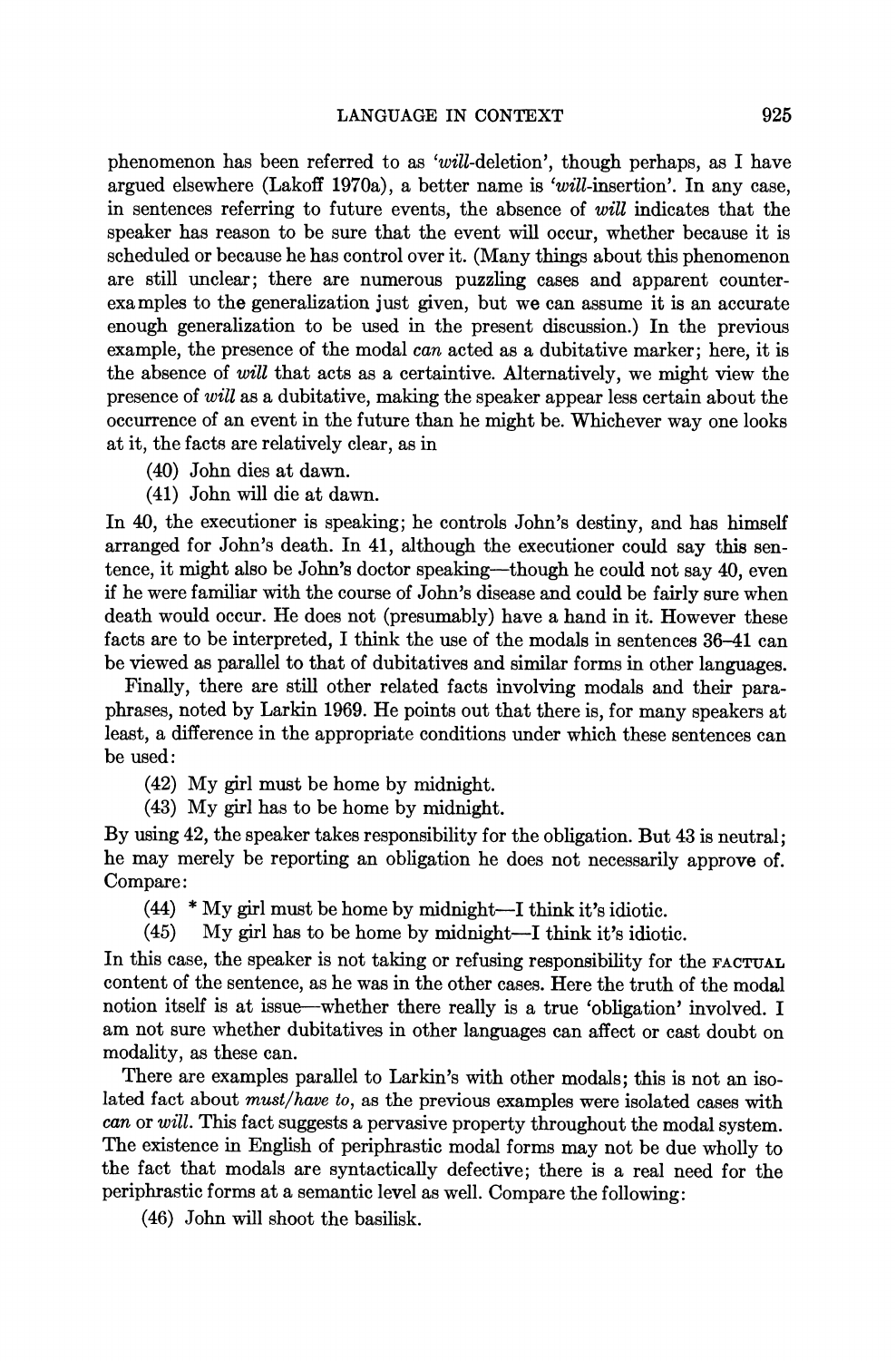phenomenon has been referred to as '*will*-deletion', though perhaps, as I have argued elsewhere (Lakoff 1970a), a better name is '*will*-insertion'. In any case, in sentences referring to future events, the absence of *will* indicates that the speaker has reason to be sure that the event will occur, whether because it is scheduled or because he has control over it. (Many things about this phenomenon are still unclear; there are numerous puzzling cases and apparent counterexamples to the generalization just given, but we can assume it is an accurate enough generalization to be used in the present discussion.) In the previous example, the presence of the modal *can* acted as a dubitative marker; here, it is the absence of *will* that acts as a certaintive. Alternatively, we might view the presence of *will* as a dubitative, making the speaker appear less certain about the occurrence of an event in the future than he might be. Whichever way one looks at it, the facts are relatively clear, as in

(40) John dies at dawn.

(41) John will die at dawn.

In 40, the executioner is speaking; he controls John's destiny, and has himself arranged for John's death. In 41, although the executioner could say this sentence, it might also be John's doctor speaking—though he could not say 40, even if he were familiar with the course of John's disease and could be fairly sure when death would occur. He does not (presumably) have a hand in it. However these facts are to be interpreted, I think the use of the modals in sentences 36–41 can be viewed as parallel to that of dubitatives and similar forms in other languages.

Finally, there are still other related facts involving modals and their paraphrases, noted by Larkin 1969. He points out that there is, for many speakers at least, a difference in the appropriate conditions under which these sentences can be used:

(42) My girl must be home by midnight.

(43) My girl has to be home by midnight.

By using 42, the speaker takes responsibility for the obligation. But 43 is neutral; he may merely be reporting an obligation he does not necessarily approve of. Compare:

(44) * My girl must be home by midnight—I think it's idiotic.

(45) My girl has to be home by midnight—I think it's idiotic.

In this case, the speaker is not taking or refusing responsibility for the FACTUAL content of the sentence, as he was in the other cases. Here the truth of the modal notion itself is at issue—whether there really is a true 'obligation' involved. I am not sure whether dubitatives in other languages can affect or cast doubt on modality, as these can.

There are examples parallel to Larkin's with other modals; this is not an isolated fact about *must/have to*, as the previous examples were isolated cases with *can* or *will*. This fact suggests a pervasive property throughout the modal system. The existence in English of periphrastic modal forms may not be due wholly to the fact that modals are syntactically defective; there is a real need for the periphrastic forms at a semantic level as well. Compare the following:

(46) John will shoot the basilisk.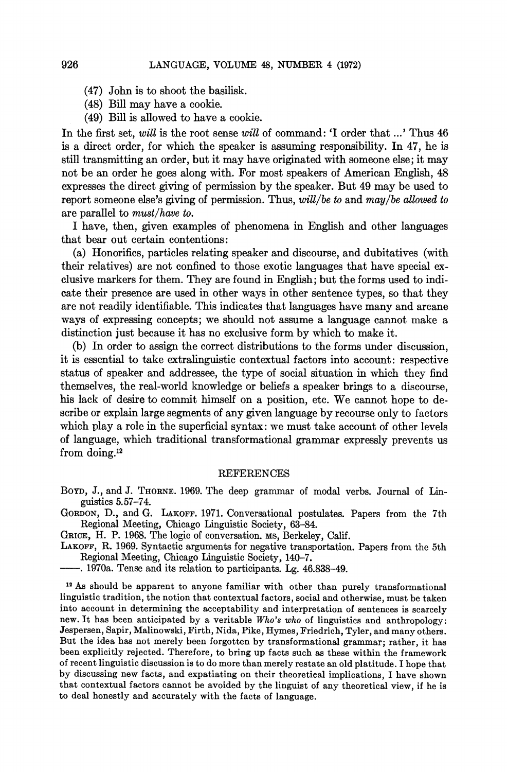(47) John is to shoot the basilisk.
(48) Bill may have a cookie.
(49) Bill is allowed to have a cookie.

In the first set, *will* is the root sense *will* of command: 'I order that ...' Thus 46 is a direct order, for which the speaker is assuming responsibility. In 47, he is still transmitting an order, but it may have originated with someone else; it may not be an order he goes along with. For most speakers of American English, 48 expresses the direct giving of permission by the speaker. But 49 may be used to report someone else's giving of permission. Thus, *will/be to* and *may/be allowed to* are parallel to *must/have to*.

I have, then, given examples of phenomena in English and other languages that bear out certain contentions:

(a) Honorifics, particles relating speaker and discourse, and dubitatives (with their relatives) are not confined to those exotic languages that have special exclusive markers for them. They are found in English; but the forms used to indicate their presence are used in other ways in other sentence types, so that they are not readily identifiable. This indicates that languages have many and arcane ways of expressing concepts; we should not assume a language cannot make a distinction just because it has no exclusive form by which to make it.

(b) In order to assign the correct distributions to the forms under discussion, it is essential to take extralinguistic contextual factors into account: respective status of speaker and addressee, the type of social situation in which they find themselves, the real-world knowledge or beliefs a speaker brings to a discourse, his lack of desire to commit himself on a position, etc. We cannot hope to describe or explain large segments of any given language by recourse only to factors which play a role in the superficial syntax: we must take account of other levels of language, which traditional transformational grammar expressly prevents us from doing.[12]

## REFERENCES

Boyd, J., and J. Thorne. 1969. The deep grammar of modal verbs. Journal of Linguistics 5.57–74.

Gordon, D., and G. Lakoff. 1971. Conversational postulates. Papers from the 7th Regional Meeting, Chicago Linguistic Society, 63–84.

Grice, H. P. 1968. The logic of conversation. ms, Berkeley, Calif.

Lakoff, R. 1969. Syntactic arguments for negative transportation. Papers from the 5th Regional Meeting, Chicago Linguistic Society, 140–7.

——. 1970a. Tense and its relation to participants. Lg. 46.838–49.

[12] As should be apparent to anyone familiar with other than purely transformational linguistic tradition, the notion that contextual factors, social and otherwise, must be taken into account in determining the acceptability and interpretation of sentences is scarcely new. It has been anticipated by a veritable *Who's who* of linguistics and anthropology: Jespersen, Sapir, Malinowski, Firth, Nida, Pike, Hymes, Friedrich, Tyler, and many others. But the idea has not merely been forgotten by transformational grammar; rather, it has been explicitly rejected. Therefore, to bring up facts such as these within the framework of recent linguistic discussion is to do more than merely restate an old platitude. I hope that by discussing new facts, and expatiating on their theoretical implications, I have shown that contextual factors cannot be avoided by the linguist of any theoretical view, if he is to deal honestly and accurately with the facts of language.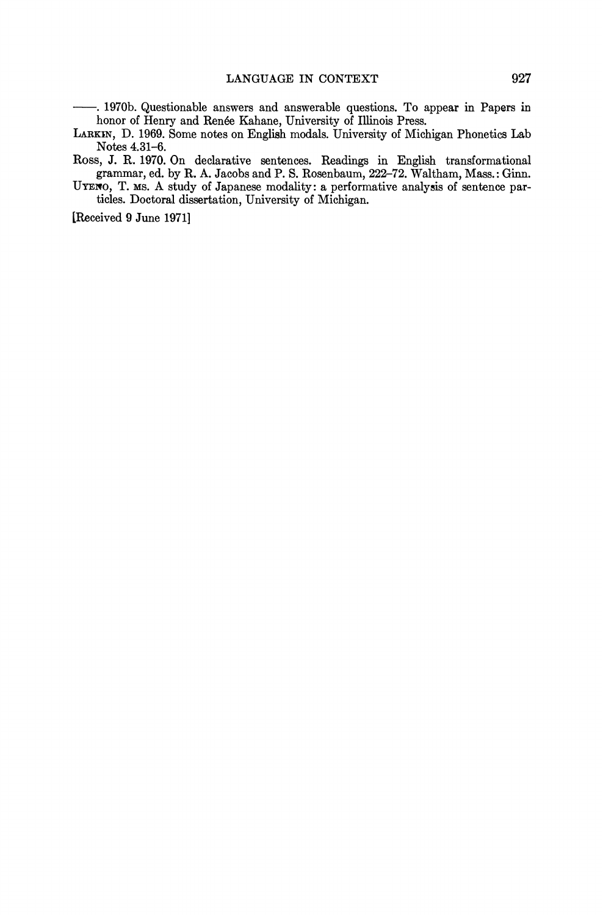——. 1970b. Questionable answers and answerable questions. To appear in Papers in honor of Henry and Renée Kahane, University of Illinois Press.

Larkin, D. 1969. Some notes on English modals. University of Michigan Phonetics Lab Notes 4.31–6.

Ross, J. R. 1970. On declarative sentences. Readings in English transformational grammar, ed. by R. A. Jacobs and P. S. Rosenbaum, 222–72. Waltham, Mass.: Ginn.

Uyeno, T. ms. A study of Japanese modality: a performative analysis of sentence particles. Doctoral dissertation, University of Michigan.

[Received 9 June 1971]